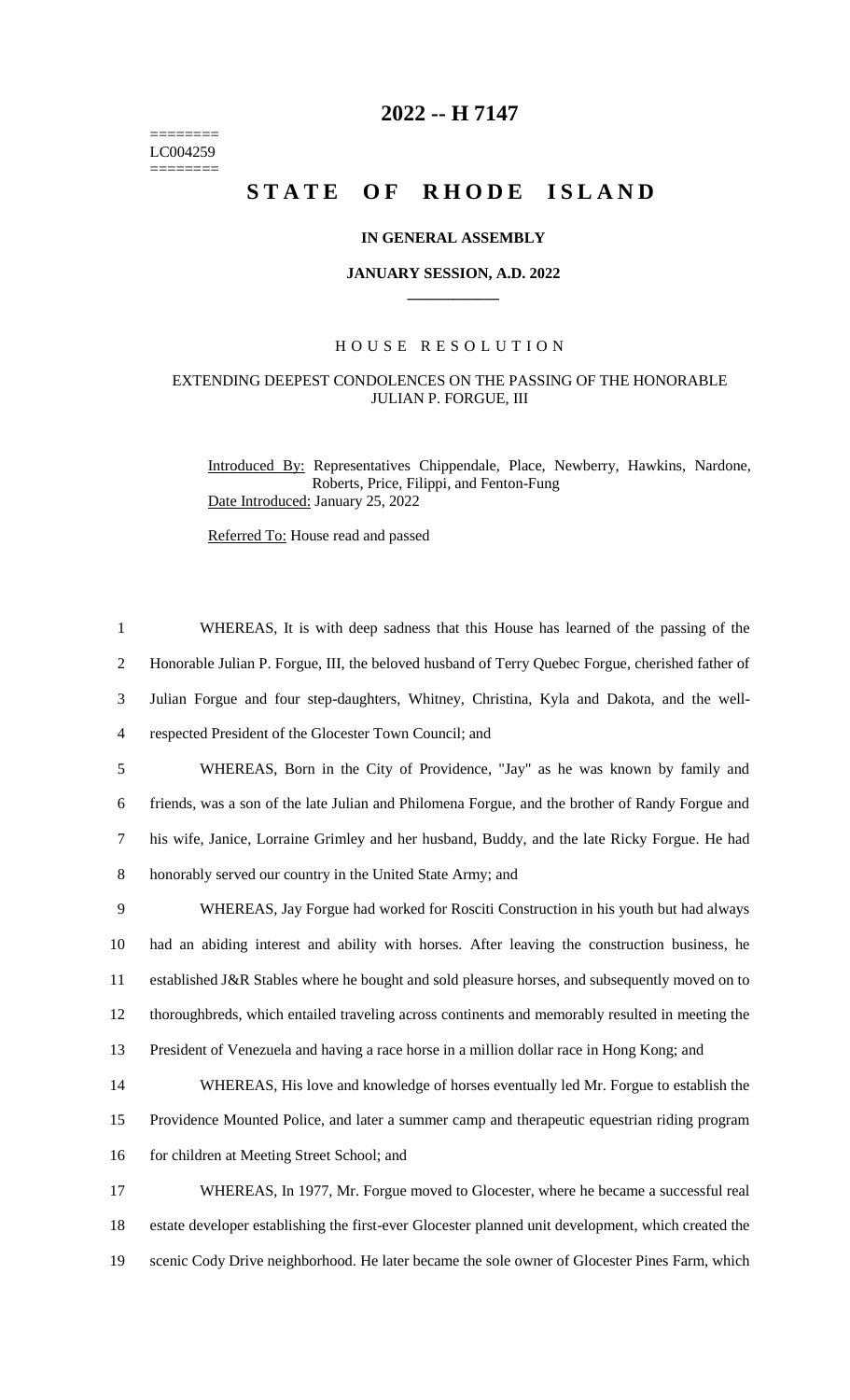========
LC004259
========

# 2022 -- H 7147

# STATE OF RHODE ISLAND

### IN GENERAL ASSEMBLY

### JANUARY SESSION, A.D. 2022

## HOUSE RESOLUTION

### EXTENDING DEEPEST CONDOLENCES ON THE PASSING OF THE HONORABLE JULIAN P. FORGUE, III

Introduced By: Representatives Chippendale, Place, Newberry, Hawkins, Nardone, Roberts, Price, Filippi, and Fenton-Fung

Date Introduced: January 25, 2022

Referred To: House read and passed

1 WHEREAS, It is with deep sadness that this House has learned of the passing of the
2 Honorable Julian P. Forgue, III, the beloved husband of Terry Quebec Forgue, cherished father of
3 Julian Forgue and four step-daughters, Whitney, Christina, Kyla and Dakota, and the well-
4 respected President of the Glocester Town Council; and

5 WHEREAS, Born in the City of Providence, "Jay" as he was known by family and
6 friends, was a son of the late Julian and Philomena Forgue, and the brother of Randy Forgue and
7 his wife, Janice, Lorraine Grimley and her husband, Buddy, and the late Ricky Forgue. He had
8 honorably served our country in the United State Army; and

9 WHEREAS, Jay Forgue had worked for Rosciti Construction in his youth but had always
10 had an abiding interest and ability with horses. After leaving the construction business, he
11 established J&R Stables where he bought and sold pleasure horses, and subsequently moved on to
12 thoroughbreds, which entailed traveling across continents and memorably resulted in meeting the
13 President of Venezuela and having a race horse in a million dollar race in Hong Kong; and

14 WHEREAS, His love and knowledge of horses eventually led Mr. Forgue to establish the
15 Providence Mounted Police, and later a summer camp and therapeutic equestrian riding program
16 for children at Meeting Street School; and

17 WHEREAS, In 1977, Mr. Forgue moved to Glocester, where he became a successful real
18 estate developer establishing the first-ever Glocester planned unit development, which created the
19 scenic Cody Drive neighborhood. He later became the sole owner of Glocester Pines Farm, which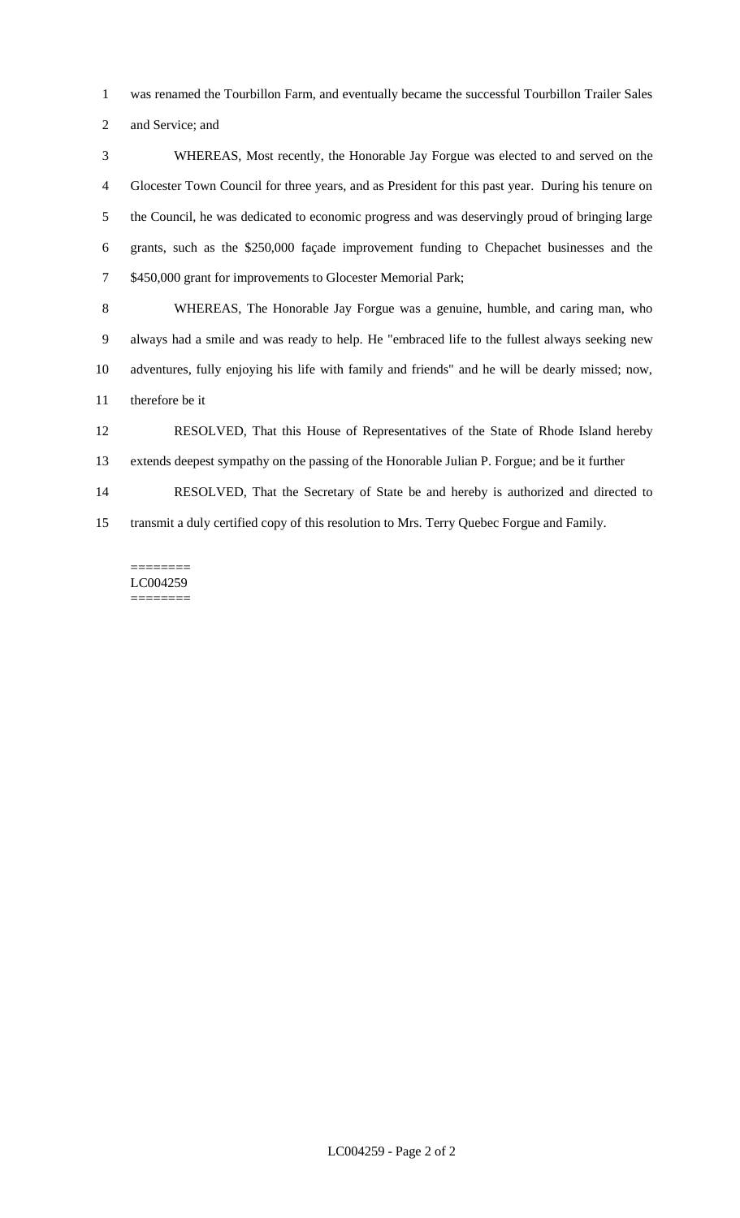was renamed the Tourbillon Farm, and eventually became the successful Tourbillon Trailer Sales and Service; and

WHEREAS, Most recently, the Honorable Jay Forgue was elected to and served on the Glocester Town Council for three years, and as President for this past year. During his tenure on the Council, he was dedicated to economic progress and was deservingly proud of bringing large grants, such as the $250,000 façade improvement funding to Chepachet businesses and the $450,000 grant for improvements to Glocester Memorial Park;

WHEREAS, The Honorable Jay Forgue was a genuine, humble, and caring man, who always had a smile and was ready to help. He "embraced life to the fullest always seeking new adventures, fully enjoying his life with family and friends" and he will be dearly missed; now, therefore be it

RESOLVED, That this House of Representatives of the State of Rhode Island hereby extends deepest sympathy on the passing of the Honorable Julian P. Forgue; and be it further

RESOLVED, That the Secretary of State be and hereby is authorized and directed to transmit a duly certified copy of this resolution to Mrs. Terry Quebec Forgue and Family.

========
LC004259
========